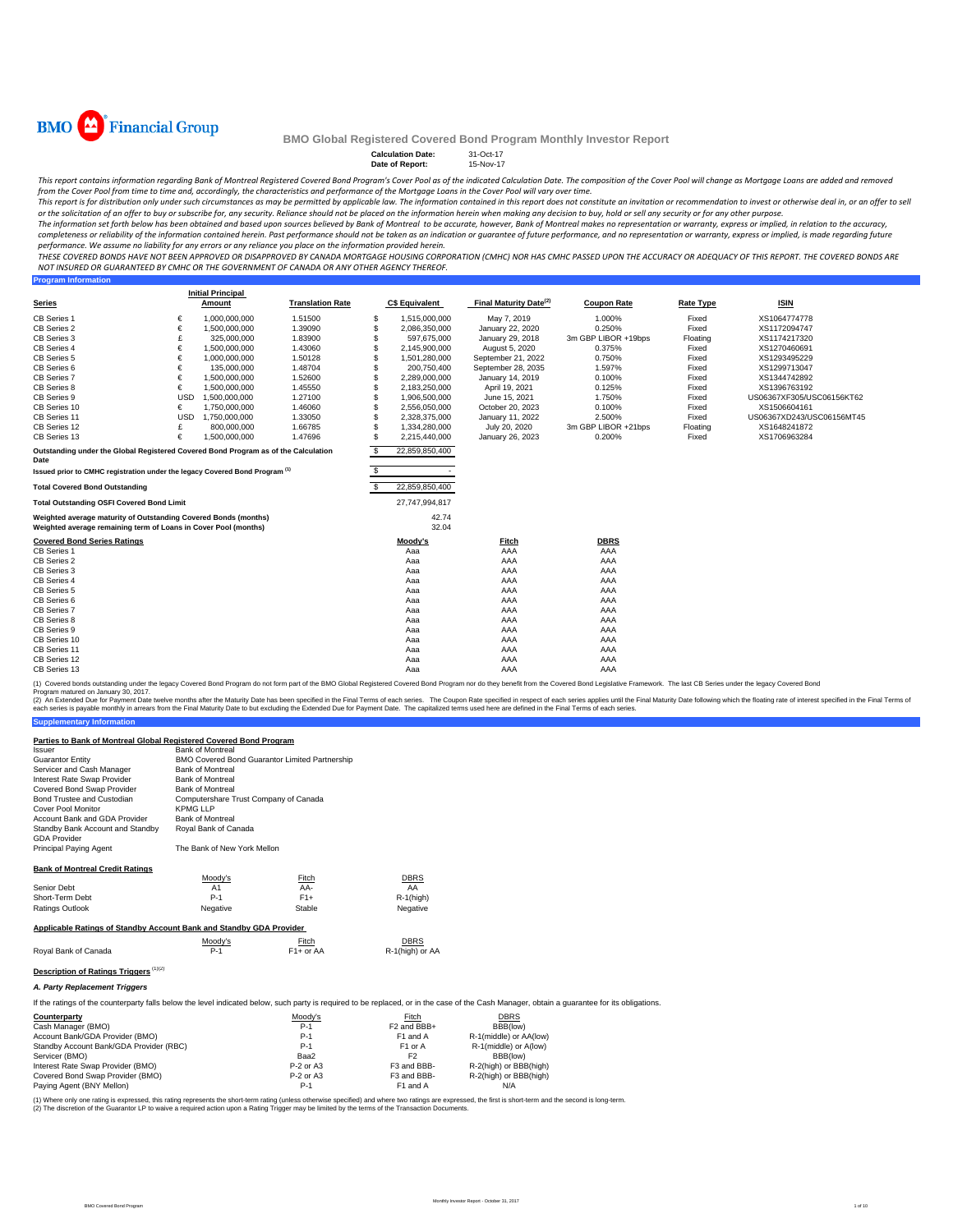BMO Financial Group

# BMO Global Registered Covered Bond Program Monthly Investor Report

**Calculation Date:** 31-Oct-17
**Date of Report:** 15-Nov-17

*This report contains information regarding Bank of Montreal Registered Covered Bond Program's Cover Pool as of the indicated Calculation Date. The composition of the Cover Pool will change as Mortgage Loans are added and removed from the Cover Pool from time to time and, accordingly, the characteristics and performance of the Mortgage Loans in the Cover Pool will vary over time.*

*This report is for distribution only under such circumstances as may be permitted by applicable law. The information contained in this report does not constitute an invitation or recommendation to invest or otherwise deal in, or an offer to sell or the solicitation of an offer to buy or subscribe for, any security. Reliance should not be placed on the information herein when making any decision to buy, hold or sell any security or for any other purpose.*

*The information set forth below has been obtained and based upon sources believed by Bank of Montreal to be accurate, however, Bank of Montreal makes no representation or warranty, express or implied, in relation to the accuracy, completeness or reliability of the information contained herein. Past performance should not be taken as an indication or guarantee of future performance, and no representation or warranty, express or implied, is made regarding future performance. We assume no liability for any errors or any reliance you place on the information provided herein.*

*THESE COVERED BONDS HAVE NOT BEEN APPROVED OR DISAPPROVED BY CANADA MORTGAGE HOUSING CORPORATION (CMHC) NOR HAS CMHC PASSED UPON THE ACCURACY OR ADEQUACY OF THIS REPORT. THE COVERED BONDS ARE NOT INSURED OR GUARANTEED BY CMHC OR THE GOVERNMENT OF CANADA OR ANY OTHER AGENCY THEREOF.*

## Program Information

| Series | | Initial Principal Amount | Translation Rate | | C$ Equivalent | Final Maturity Date[2] | Coupon Rate | Rate Type | ISIN |
|---|---|---|---|---|---|---|---|---|---|
| CB Series 1 | € | 1,000,000,000 | 1.51500 | $ | 1,515,000,000 | May 7, 2019 | 1.000% | Fixed | XS1064774778 |
| CB Series 2 | € | 1,500,000,000 | 1.39090 | $ | 2,086,350,000 | January 22, 2020 | 0.250% | Fixed | XS1172094747 |
| CB Series 3 | £ | 325,000,000 | 1.83900 | $ | 597,675,000 | January 29, 2018 | 3m GBP LIBOR +19bps | Floating | XS1174217320 |
| CB Series 4 | € | 1,500,000,000 | 1.43060 | $ | 2,145,900,000 | August 5, 2020 | 0.375% | Fixed | XS1270460691 |
| CB Series 5 | € | 1,000,000,000 | 1.50128 | $ | 1,501,280,000 | September 21, 2022 | 0.750% | Fixed | XS1293495229 |
| CB Series 6 | € | 135,000,000 | 1.48704 | $ | 200,750,400 | September 28, 2035 | 1.597% | Fixed | XS1299713047 |
| CB Series 7 | € | 1,500,000,000 | 1.52600 | $ | 2,289,000,000 | January 14, 2019 | 0.100% | Fixed | XS1344742892 |
| CB Series 8 | € | 1,500,000,000 | 1.45550 | $ | 2,183,250,000 | April 19, 2021 | 0.125% | Fixed | XS1396763192 |
| CB Series 9 | USD | 1,500,000,000 | 1.27100 | $ | 1,906,500,000 | June 15, 2021 | 1.750% | Fixed | US06367XF305/USC06156KT62 |
| CB Series 10 | € | 1,750,000,000 | 1.46060 | $ | 2,556,050,000 | October 20, 2023 | 0.100% | Fixed | XS1506604161 |
| CB Series 11 | USD | 1,750,000,000 | 1.33050 | $ | 2,328,375,000 | January 11, 2022 | 2.500% | Fixed | US06367XD243/USC06156MT45 |
| CB Series 12 | £ | 800,000,000 | 1.66785 | $ | 1,334,280,000 | July 20, 2020 | 3m GBP LIBOR +21bps | Floating | XS1648241872 |
| CB Series 13 | € | 1,500,000,000 | 1.47696 | $ | 2,215,440,000 | January 26, 2023 | 0.200% | Fixed | XS1706963284 |

| | | |
|---|---|---|
| **Outstanding under the Global Registered Covered Bond Program as of the Calculation Date** | $ | 22,859,850,400 |
| **Issued prior to CMHC registration under the legacy Covered Bond Program [1]** | $ | - |
| **Total Covered Bond Outstanding** | $ | 22,859,850,400 |
| **Total Outstanding OSFI Covered Bond Limit** | | 27,747,994,817 |
| **Weighted average maturity of Outstanding Covered Bonds (months)** | | 42.74 |
| **Weighted average remaining term of Loans in Cover Pool (months)** | | 32.04 |

| Covered Bond Series Ratings | Moody's | Fitch | DBRS |
|---|---|---|---|
| CB Series 1 | Aaa | AAA | AAA |
| CB Series 2 | Aaa | AAA | AAA |
| CB Series 3 | Aaa | AAA | AAA |
| CB Series 4 | Aaa | AAA | AAA |
| CB Series 5 | Aaa | AAA | AAA |
| CB Series 6 | Aaa | AAA | AAA |
| CB Series 7 | Aaa | AAA | AAA |
| CB Series 8 | Aaa | AAA | AAA |
| CB Series 9 | Aaa | AAA | AAA |
| CB Series 10 | Aaa | AAA | AAA |
| CB Series 11 | Aaa | AAA | AAA |
| CB Series 12 | Aaa | AAA | AAA |
| CB Series 13 | Aaa | AAA | AAA |

(1) Covered bonds outstanding under the legacy Covered Bond Program do not form part of the BMO Global Registered Covered Bond Program nor do they benefit from the Covered Bond Legislative Framework. The last CB Series under the legacy Covered Bond Program matured on January 30, 2017.

(2) An Extended Due for Payment Date twelve months after the Maturity Date has been specified in the Final Terms of each series. The Coupon Rate specified in respect of each series applies until the Final Maturity Date following which the floating rate of interest specified in the Final Terms of each series is payable monthly in arrears from the Final Maturity Date to but excluding the Extended Due for Payment Date. The capitalized terms used here are defined in the Final Terms of each series.

## Supplementary Information

### Parties to Bank of Montreal Global Registered Covered Bond Program

| | |
|---|---|
| Issuer | Bank of Montreal |
| Guarantor Entity | BMO Covered Bond Guarantor Limited Partnership |
| Servicer and Cash Manager | Bank of Montreal |
| Interest Rate Swap Provider | Bank of Montreal |
| Covered Bond Swap Provider | Bank of Montreal |
| Bond Trustee and Custodian | Computershare Trust Company of Canada |
| Cover Pool Monitor | KPMG LLP |
| Account Bank and GDA Provider | Bank of Montreal |
| Standby Bank Account and Standby GDA Provider | Royal Bank of Canada |
| Principal Paying Agent | The Bank of New York Mellon |

### Bank of Montreal Credit Ratings

| | Moody's | Fitch | DBRS |
|---|---|---|---|
| Senior Debt | A1 | AA- | AA |
| Short-Term Debt | P-1 | F1+ | R-1(high) |
| Ratings Outlook | Negative | Stable | Negative |

### Applicable Ratings of Standby Account Bank and Standby GDA Provider

| | Moody's | Fitch | DBRS |
|---|---|---|---|
| Royal Bank of Canada | P-1 | F1+ or AA | R-1(high) or AA |

### Description of Ratings Triggers [1][2]

***A. Party Replacement Triggers***

If the ratings of the counterparty falls below the level indicated below, such party is required to be replaced, or in the case of the Cash Manager, obtain a guarantee for its obligations.

| Counterparty | Moody's | Fitch | DBRS |
|---|---|---|---|
| Cash Manager (BMO) | P-1 | F2 and BBB+ | BBB(low) |
| Account Bank/GDA Provider (BMO) | P-1 | F1 and A | R-1(middle) or AA(low) |
| Standby Account Bank/GDA Provider (RBC) | P-1 | F1 or A | R-1(middle) or A(low) |
| Servicer (BMO) | Baa2 | F2 | BBB(low) |
| Interest Rate Swap Provider (BMO) | P-2 or A3 | F3 and BBB- | R-2(high) or BBB(high) |
| Covered Bond Swap Provider (BMO) | P-2 or A3 | F3 and BBB- | R-2(high) or BBB(high) |
| Paying Agent (BNY Mellon) | P-1 | F1 and A | N/A |

(1) Where only one rating is expressed, this rating represents the short-term rating (unless otherwise specified) and where two ratings are expressed, the first is short-term and the second is long-term.
(2) The discretion of the Guarantor LP to waive a required action upon a Rating Trigger may be limited by the terms of the Transaction Documents.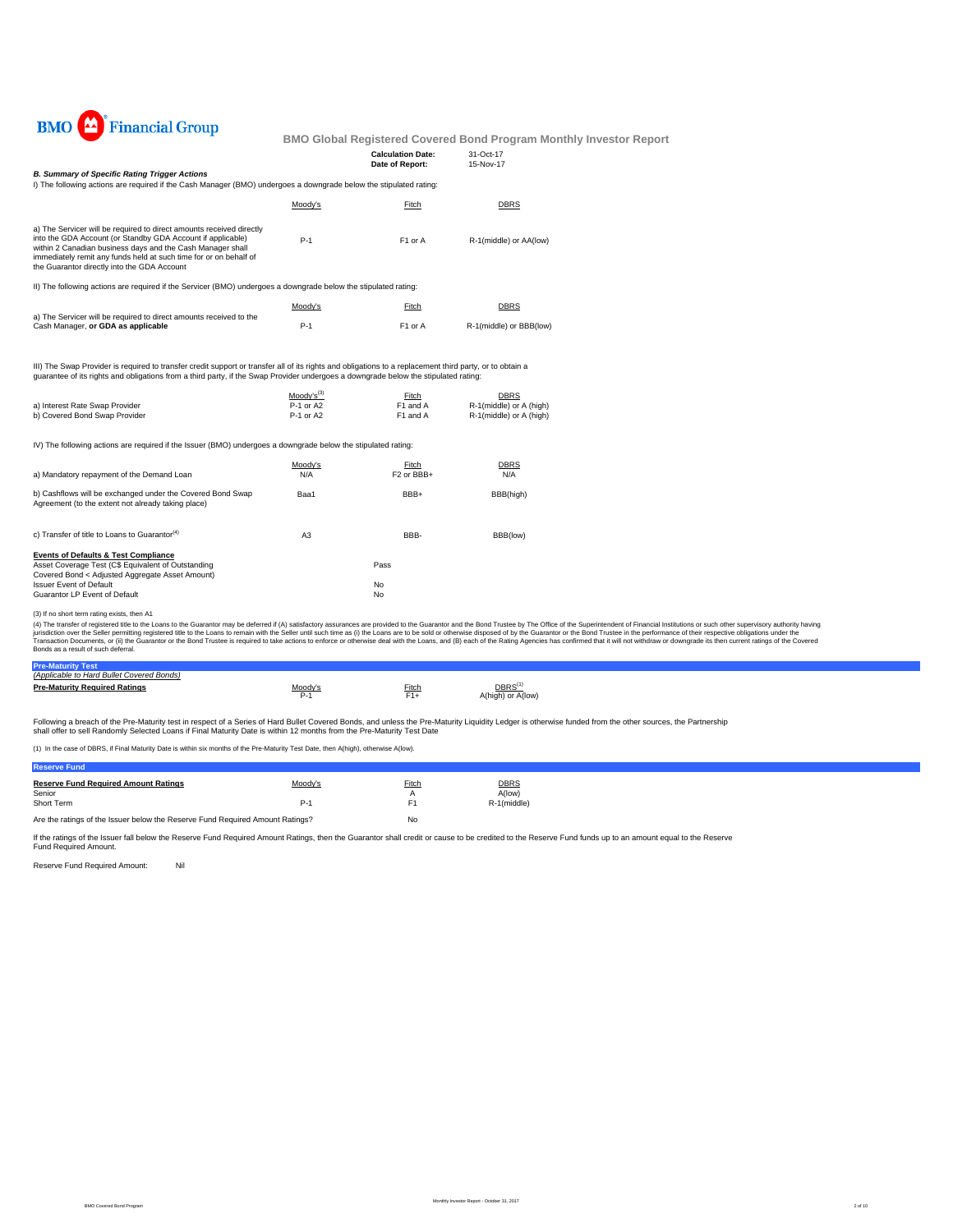BMO Financial Group

**BMO Global Registered Covered Bond Program Monthly Investor Report**

| | |
|---|---|
| **Calculation Date:** | 31-Oct-17 |
| **Date of Report:** | 15-Nov-17 |

***B. Summary of Specific Rating Trigger Actions***

I) The following actions are required if the Cash Manager (BMO) undergoes a downgrade below the stipulated rating:

| | Moody's | Fitch | DBRS |
|---|---|---|---|
| a) The Servicer will be required to direct amounts received directly into the GDA Account (or Standby GDA Account if applicable) within 2 Canadian business days and the Cash Manager shall immediately remit any funds held at such time for or on behalf of the Guarantor directly into the GDA Account | P-1 | F1 or A | R-1(middle) or AA(low) |

II) The following actions are required if the Servicer (BMO) undergoes a downgrade below the stipulated rating:

| | Moody's | Fitch | DBRS |
|---|---|---|---|
| a) The Servicer will be required to direct amounts received to the Cash Manager, **or GDA as applicable** | P-1 | F1 or A | R-1(middle) or BBB(low) |

III) The Swap Provider is required to transfer credit support or transfer all of its rights and obligations to a replacement third party, or to obtain a guarantee of its rights and obligations from a third party, if the Swap Provider undergoes a downgrade below the stipulated rating:

| | Moody's[3] | Fitch | DBRS |
|---|---|---|---|
| a) Interest Rate Swap Provider | P-1 or A2 | F1 and A | R-1(middle) or A (high) |
| b) Covered Bond Swap Provider | P-1 or A2 | F1 and A | R-1(middle) or A (high) |

IV) The following actions are required if the Issuer (BMO) undergoes a downgrade below the stipulated rating:

| | Moody's | Fitch | DBRS |
|---|---|---|---|
| a) Mandatory repayment of the Demand Loan | N/A | F2 or BBB+ | N/A |
| b) Cashflows will be exchanged under the Covered Bond Swap Agreement (to the extent not already taking place) | Baa1 | BBB+ | BBB(high) |
| c) Transfer of title to Loans to Guarantor[4] | A3 | BBB- | BBB(low) |

**Events of Defaults & Test Compliance**

| | |
|---|---|
| Asset Coverage Test (C$ Equivalent of Outstanding Covered Bond < Adjusted Aggregate Asset Amount) | Pass |
| Issuer Event of Default | No |
| Guarantor LP Event of Default | No |

(3) If no short term rating exists, then A1

(4) The transfer of registered title to the Loans to the Guarantor may be deferred if (A) satisfactory assurances are provided to the Guarantor and the Bond Trustee by The Office of the Superintendent of Financial Institutions or such other supervisory authority having jurisdiction over the Seller permitting registered title to the Loans to remain with the Seller until such time as (i) the Loans are to be sold or otherwise disposed of by the Guarantor or the Bond Trustee in the performance of their respective obligations under the Transaction Documents, or (ii) the Guarantor or the Bond Trustee is required to take actions to enforce or otherwise deal with the Loans, and (B) each of the Rating Agencies has confirmed that it will not withdraw or downgrade its then current ratings of the Covered Bonds as a result of such deferral.

**Pre-Maturity Test**

*(Applicable to Hard Bullet Covered Bonds)*

| **Pre-Maturity Required Ratings** | Moody's | Fitch | DBRS[1] |
|---|---|---|---|
| | P-1 | F1+ | A(high) or A(low) |

Following a breach of the Pre-Maturity test in respect of a Series of Hard Bullet Covered Bonds, and unless the Pre-Maturity Liquidity Ledger is otherwise funded from the other sources, the Partnership shall offer to sell Randomly Selected Loans if Final Maturity Date is within 12 months from the Pre-Maturity Test Date

(1) In the case of DBRS, if Final Maturity Date is within six months of the Pre-Maturity Test Date, then A(high), otherwise A(low).

**Reserve Fund**

| **Reserve Fund Required Amount Ratings** | Moody's | Fitch | DBRS |
|---|---|---|---|
| Senior | | A | A(low) |
| Short Term | P-1 | F1 | R-1(middle) |

Are the ratings of the Issuer below the Reserve Fund Required Amount Ratings? No

If the ratings of the Issuer fall below the Reserve Fund Required Amount Ratings, then the Guarantor shall credit or cause to be credited to the Reserve Fund funds up to an amount equal to the Reserve Fund Required Amount.

Reserve Fund Required Amount: Nil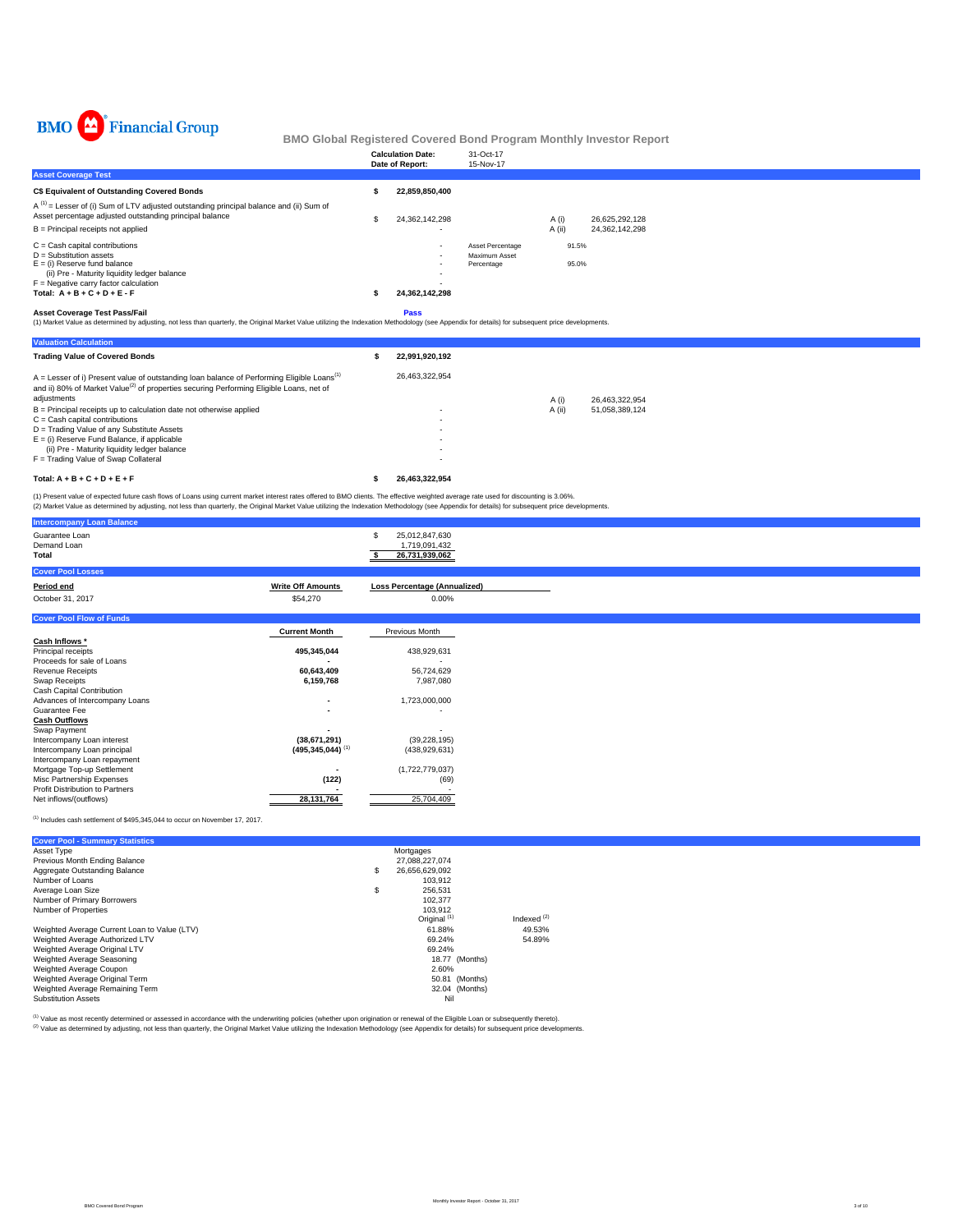BMO Financial Group

# BMO Global Registered Covered Bond Program Monthly Investor Report

| | |
|---|---|
| **Calculation Date:** | 31-Oct-17 |
| **Date of Report:** | 15-Nov-17 |

## Asset Coverage Test

| | | | | |
|---|---|---|---|---|
| **C$ Equivalent of Outstanding Covered Bonds** | **$ 22,859,850,400** | | | |
| A [1] = Lesser of (i) Sum of LTV adjusted outstanding principal balance and (ii) Sum of Asset percentage adjusted outstanding principal balance | $ 24,362,142,298 | | A (i) | 26,625,292,128 |
| B = Principal receipts not applied | - | | A (ii) | 24,362,142,298 |
| C = Cash capital contributions | - | Asset Percentage | 91.5% | |
| D = Substitution assets | - | Maximum Asset Percentage | 95.0% | |
| E = (i) Reserve fund balance | - | | | |
| (ii) Pre - Maturity liquidity ledger balance | - | | | |
| F = Negative carry factor calculation | - | | | |
| **Total: A + B + C + D + E - F** | **$ 24,362,142,298** | | | |

**Asset Coverage Test Pass/Fail** **Pass**

(1) Market Value as determined by adjusting, not less than quarterly, the Original Market Value utilizing the Indexation Methodology (see Appendix for details) for subsequent price developments.

## Valuation Calculation

| | | | |
|---|---|---|---|
| **Trading Value of Covered Bonds** | **$ 22,991,920,192** | | |
| A = Lesser of i) Present value of outstanding loan balance of Performing Eligible Loans[1] and ii) 80% of Market Value[2] of properties securing Performing Eligible Loans, net of adjustments | 26,463,322,954 | A (i) | 26,463,322,954 |
| | | A (ii) | 51,058,389,124 |
| B = Principal receipts up to calculation date not otherwise applied | - | | |
| C = Cash capital contributions | - | | |
| D = Trading Value of any Substitute Assets | - | | |
| E = (i) Reserve Fund Balance, if applicable | - | | |
| (ii) Pre - Maturity liquidity ledger balance | - | | |
| F = Trading Value of Swap Collateral | - | | |
| **Total: A + B + C + D + E + F** | **$ 26,463,322,954** | | |

(1) Present value of expected future cash flows of Loans using current market interest rates offered to BMO clients. The effective weighted average rate used for discounting is 3.06%.
(2) Market Value as determined by adjusting, not less than quarterly, the Original Market Value utilizing the Indexation Methodology (see Appendix for details) for subsequent price developments.

## Intercompany Loan Balance

| | |
|---|---|
| Guarantee Loan | $ 25,012,847,630 |
| Demand Loan | 1,719,091,432 |
| **Total** | **$ 26,731,939,062** |

## Cover Pool Losses

| **Period end** | **Write Off Amounts** | **Loss Percentage (Annualized)** |
|---|---|---|
| October 31, 2017 | $54,270 | 0.00% |

## Cover Pool Flow of Funds

| | **Current Month** | Previous Month |
|---|---|---|
| **Cash Inflows \*** | | |
| Principal receipts | **495,345,044** | 438,929,631 |
| Proceeds for sale of Loans | **-** | - |
| Revenue Receipts | **60,643,409** | 56,724,629 |
| Swap Receipts | **6,159,768** | 7,987,080 |
| Cash Capital Contribution | | |
| Advances of Intercompany Loans | **-** | 1,723,000,000 |
| Guarantee Fee | **-** | - |
| **Cash Outflows** | | |
| Swap Payment | **-** | - |
| Intercompany Loan interest | **(38,671,291)** | (39,228,195) |
| Intercompany Loan principal | **(495,345,044)** [1] | (438,929,631) |
| Intercompany Loan repayment | | |
| Mortgage Top-up Settlement | **-** | (1,722,779,037) |
| Misc Partnership Expenses | **(122)** | (69) |
| Profit Distribution to Partners | **-** | - |
| Net inflows/(outflows) | **28,131,764** | 25,704,409 |

(1) Includes cash settlement of $495,345,044 to occur on November 17, 2017.

## Cover Pool - Summary Statistics

| | | |
|---|---|---|
| Asset Type | Mortgages | |
| Previous Month Ending Balance | 27,088,227,074 | |
| Aggregate Outstanding Balance | $ 26,656,629,092 | |
| Number of Loans | 103,912 | |
| Average Loan Size | $ 256,531 | |
| Number of Primary Borrowers | 102,377 | |
| Number of Properties | 103,912 | |
| | Original [1] | Indexed [2] |
| Weighted Average Current Loan to Value (LTV) | 61.88% | 49.53% |
| Weighted Average Authorized LTV | 69.24% | 54.89% |
| Weighted Average Original LTV | 69.24% | |
| Weighted Average Seasoning | 18.77 (Months) | |
| Weighted Average Coupon | 2.60% | |
| Weighted Average Original Term | 50.81 (Months) | |
| Weighted Average Remaining Term | 32.04 (Months) | |
| Substitution Assets | Nil | |

(1) Value as most recently determined or assessed in accordance with the underwriting policies (whether upon origination or renewal of the Eligible Loan or subsequently thereto).
(2) Value as determined by adjusting, not less than quarterly, the Original Market Value utilizing the Indexation Methodology (see Appendix for details) for subsequent price developments.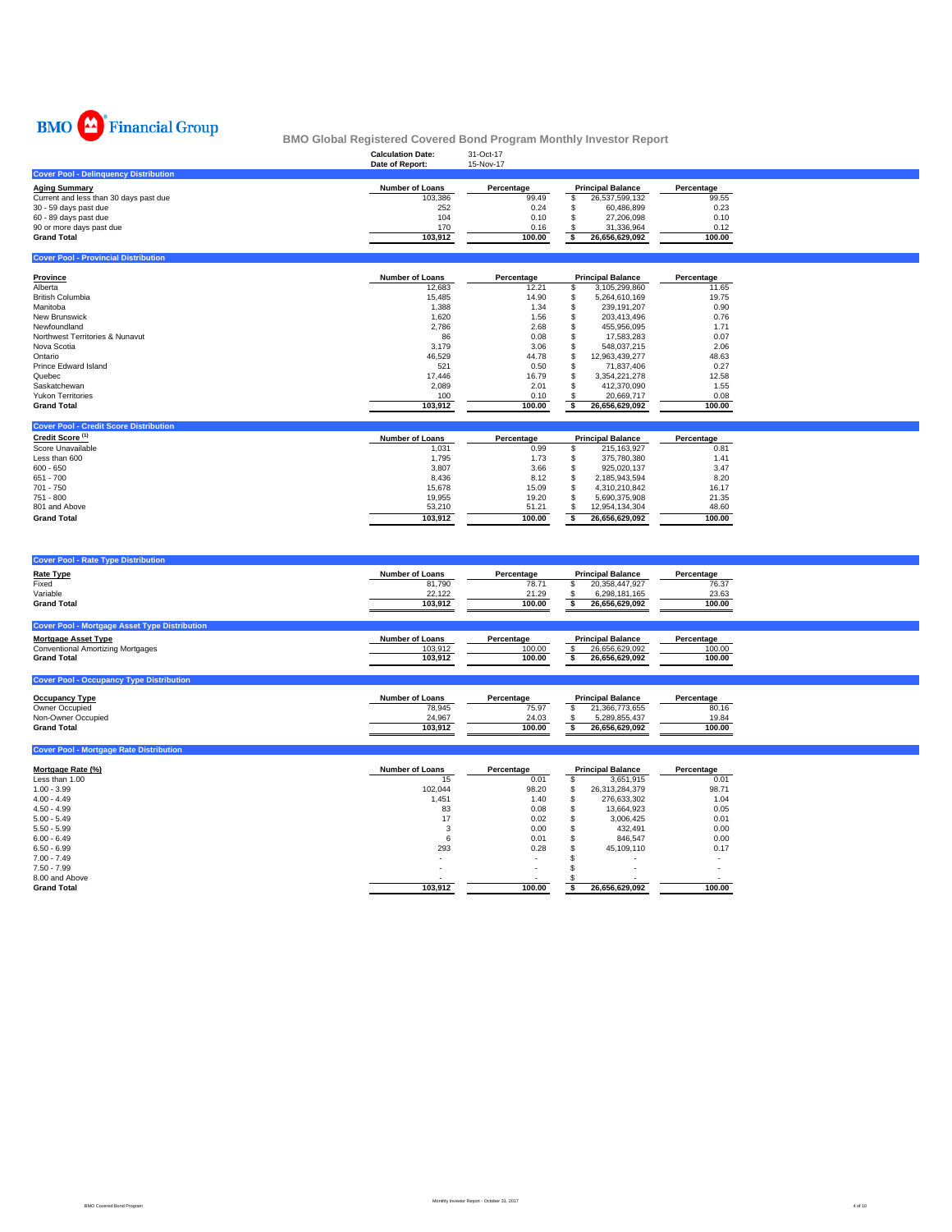BMO Financial Group

# BMO Global Registered Covered Bond Program Monthly Investor Report

| | |
|---|---|
| **Calculation Date:** | 31-Oct-17 |
| **Date of Report:** | 15-Nov-17 |

## Cover Pool - Delinquency Distribution

| Aging Summary | Number of Loans | Percentage | Principal Balance | Percentage |
|---|---|---|---|---|
| Current and less than 30 days past due | 103,386 | 99.49 | $ 26,537,599,132 | 99.55 |
| 30 - 59 days past due | 252 | 0.24 | $ 60,486,899 | 0.23 |
| 60 - 89 days past due | 104 | 0.10 | $ 27,206,098 | 0.10 |
| 90 or more days past due | 170 | 0.16 | $ 31,336,964 | 0.12 |
| **Grand Total** | **103,912** | **100.00** | **$ 26,656,629,092** | **100.00** |

## Cover Pool - Provincial Distribution

| Province | Number of Loans | Percentage | Principal Balance | Percentage |
|---|---|---|---|---|
| Alberta | 12,683 | 12.21 | $ 3,105,299,860 | 11.65 |
| British Columbia | 15,485 | 14.90 | $ 5,264,610,169 | 19.75 |
| Manitoba | 1,388 | 1.34 | $ 239,191,207 | 0.90 |
| New Brunswick | 1,620 | 1.56 | $ 203,413,496 | 0.76 |
| Newfoundland | 2,786 | 2.68 | $ 455,956,095 | 1.71 |
| Northwest Territories & Nunavut | 86 | 0.08 | $ 17,583,283 | 0.07 |
| Nova Scotia | 3,179 | 3.06 | $ 548,037,215 | 2.06 |
| Ontario | 46,529 | 44.78 | $ 12,963,439,277 | 48.63 |
| Prince Edward Island | 521 | 0.50 | $ 71,837,406 | 0.27 |
| Quebec | 17,446 | 16.79 | $ 3,354,221,278 | 12.58 |
| Saskatchewan | 2,089 | 2.01 | $ 412,370,090 | 1.55 |
| Yukon Territories | 100 | 0.10 | $ 20,669,717 | 0.08 |
| **Grand Total** | **103,912** | **100.00** | **$ 26,656,629,092** | **100.00** |

## Cover Pool - Credit Score Distribution

| Credit Score [(1)] | Number of Loans | Percentage | Principal Balance | Percentage |
|---|---|---|---|---|
| Score Unavailable | 1,031 | 0.99 | $ 215,163,927 | 0.81 |
| Less than 600 | 1,795 | 1.73 | $ 375,780,380 | 1.41 |
| 600 - 650 | 3,807 | 3.66 | $ 925,020,137 | 3.47 |
| 651 - 700 | 8,436 | 8.12 | $ 2,185,943,594 | 8.20 |
| 701 - 750 | 15,678 | 15.09 | $ 4,310,210,842 | 16.17 |
| 751 - 800 | 19,955 | 19.20 | $ 5,690,375,908 | 21.35 |
| 801 and Above | 53,210 | 51.21 | $ 12,954,134,304 | 48.60 |
| **Grand Total** | **103,912** | **100.00** | **$ 26,656,629,092** | **100.00** |

## Cover Pool - Rate Type Distribution

| Rate Type | Number of Loans | Percentage | Principal Balance | Percentage |
|---|---|---|---|---|
| Fixed | 81,790 | 78.71 | $ 20,358,447,927 | 76.37 |
| Variable | 22,122 | 21.29 | $ 6,298,181,165 | 23.63 |
| **Grand Total** | **103,912** | **100.00** | **$ 26,656,629,092** | **100.00** |

## Cover Pool - Mortgage Asset Type Distribution

| Mortgage Asset Type | Number of Loans | Percentage | Principal Balance | Percentage |
|---|---|---|---|---|
| Conventional Amortizing Mortgages | 103,912 | 100.00 | $ 26,656,629,092 | 100.00 |
| **Grand Total** | **103,912** | **100.00** | **$ 26,656,629,092** | **100.00** |

## Cover Pool - Occupancy Type Distribution

| Occupancy Type | Number of Loans | Percentage | Principal Balance | Percentage |
|---|---|---|---|---|
| Owner Occupied | 78,945 | 75.97 | $ 21,366,773,655 | 80.16 |
| Non-Owner Occupied | 24,967 | 24.03 | $ 5,289,855,437 | 19.84 |
| **Grand Total** | **103,912** | **100.00** | **$ 26,656,629,092** | **100.00** |

## Cover Pool - Mortgage Rate Distribution

| Mortgage Rate (%) | Number of Loans | Percentage | Principal Balance | Percentage |
|---|---|---|---|---|
| Less than 1.00 | 15 | 0.01 | $ 3,651,915 | 0.01 |
| 1.00 - 3.99 | 102,044 | 98.20 | $ 26,313,284,379 | 98.71 |
| 4.00 - 4.49 | 1,451 | 1.40 | $ 276,633,302 | 1.04 |
| 4.50 - 4.99 | 83 | 0.08 | $ 13,664,923 | 0.05 |
| 5.00 - 5.49 | 17 | 0.02 | $ 3,006,425 | 0.01 |
| 5.50 - 5.99 | 3 | 0.00 | $ 432,491 | 0.00 |
| 6.00 - 6.49 | 6 | 0.01 | $ 846,547 | 0.00 |
| 6.50 - 6.99 | 293 | 0.28 | $ 45,109,110 | 0.17 |
| 7.00 - 7.49 | - | - | $ - | - |
| 7.50 - 7.99 | - | - | $ - | - |
| 8.00 and Above | - | - | $ - | - |
| **Grand Total** | **103,912** | **100.00** | **$ 26,656,629,092** | **100.00** |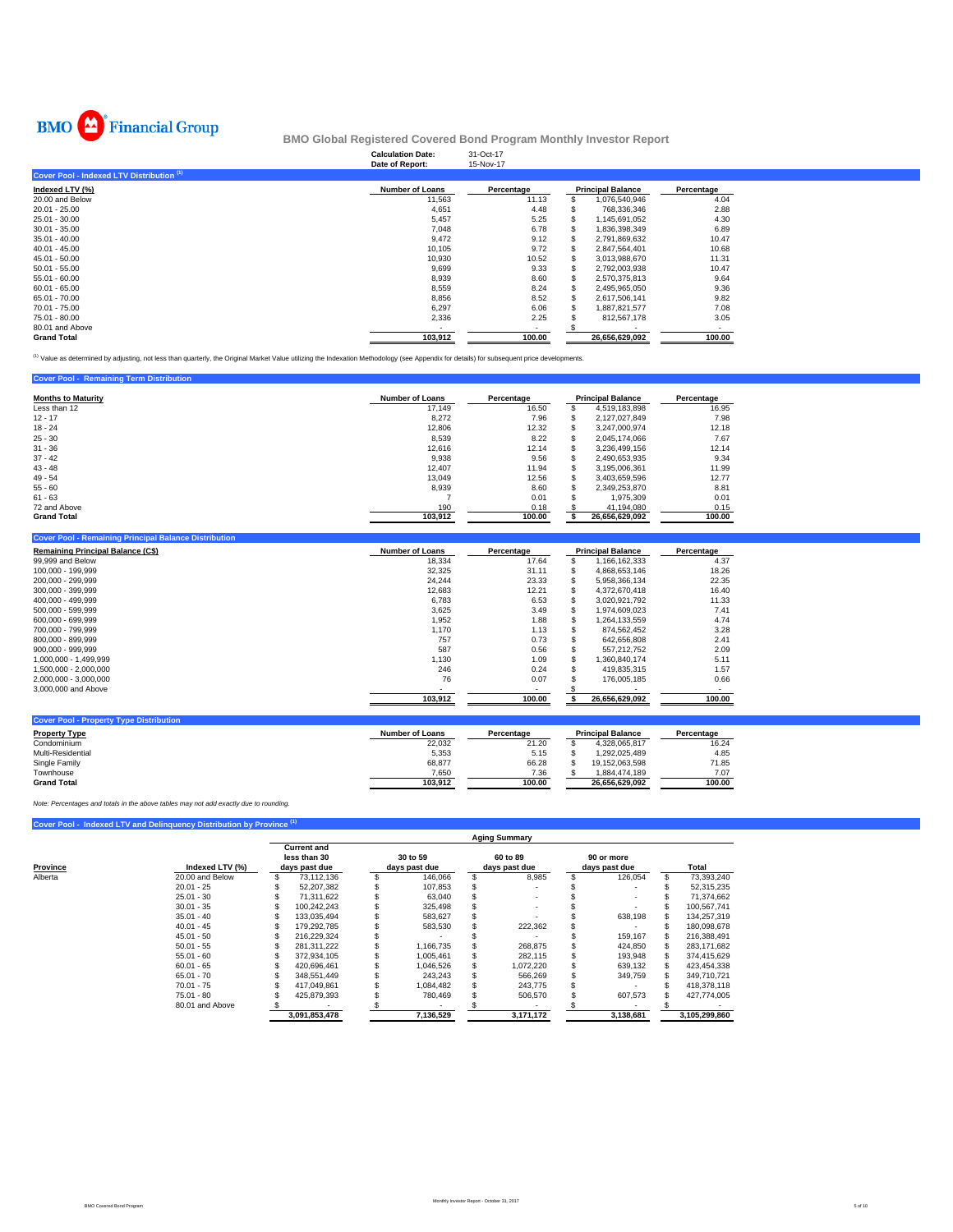BMO Financial Group

# BMO Global Registered Covered Bond Program Monthly Investor Report

| | |
|---|---|
| Calculation Date: | 31-Oct-17 |
| Date of Report: | 15-Nov-17 |

## Cover Pool - Indexed LTV Distribution [1]

| Indexed LTV (%) | Number of Loans | Percentage | Principal Balance | Percentage |
|---|---|---|---|---|
| 20.00 and Below | 11,563 | 11.13 | $ 1,076,540,946 | 4.04 |
| 20.01 - 25.00 | 4,651 | 4.48 | $ 768,336,346 | 2.88 |
| 25.01 - 30.00 | 5,457 | 5.25 | $ 1,145,691,052 | 4.30 |
| 30.01 - 35.00 | 7,048 | 6.78 | $ 1,836,398,349 | 6.89 |
| 35.01 - 40.00 | 9,472 | 9.12 | $ 2,791,869,632 | 10.47 |
| 40.01 - 45.00 | 10,105 | 9.72 | $ 2,847,564,401 | 10.68 |
| 45.01 - 50.00 | 10,930 | 10.52 | $ 3,013,988,670 | 11.31 |
| 50.01 - 55.00 | 9,699 | 9.33 | $ 2,792,003,938 | 10.47 |
| 55.01 - 60.00 | 8,939 | 8.60 | $ 2,570,375,813 | 9.64 |
| 60.01 - 65.00 | 8,559 | 8.24 | $ 2,495,965,050 | 9.36 |
| 65.01 - 70.00 | 8,856 | 8.52 | $ 2,617,506,141 | 9.82 |
| 70.01 - 75.00 | 6,297 | 6.06 | $ 1,887,821,577 | 7.08 |
| 75.01 - 80.00 | 2,336 | 2.25 | $ 812,567,178 | 3.05 |
| 80.01 and Above | - | - | $ - | - |
| **Grand Total** | **103,912** | **100.00** | **26,656,629,092** | **100.00** |

[1] Value as determined by adjusting, not less than quarterly, the Original Market Value utilizing the Indexation Methodology (see Appendix for details) for subsequent price developments.

## Cover Pool - Remaining Term Distribution

| Months to Maturity | Number of Loans | Percentage | Principal Balance | Percentage |
|---|---|---|---|---|
| Less than 12 | 17,149 | 16.50 | $ 4,519,183,898 | 16.95 |
| 12 - 17 | 8,272 | 7.96 | $ 2,127,027,849 | 7.98 |
| 18 - 24 | 12,806 | 12.32 | $ 3,247,000,974 | 12.18 |
| 25 - 30 | 8,539 | 8.22 | $ 2,045,174,066 | 7.67 |
| 31 - 36 | 12,616 | 12.14 | $ 3,236,499,156 | 12.14 |
| 37 - 42 | 9,938 | 9.56 | $ 2,490,653,935 | 9.34 |
| 43 - 48 | 12,407 | 11.94 | $ 3,195,006,361 | 11.99 |
| 49 - 54 | 13,049 | 12.56 | $ 3,403,659,596 | 12.77 |
| 55 - 60 | 8,939 | 8.60 | $ 2,349,253,870 | 8.81 |
| 61 - 63 | 7 | 0.01 | $ 1,975,309 | 0.01 |
| 72 and Above | 190 | 0.18 | $ 41,194,080 | 0.15 |
| **Grand Total** | **103,912** | **100.00** | **$ 26,656,629,092** | **100.00** |

## Cover Pool - Remaining Principal Balance Distribution

| Remaining Principal Balance (C$) | Number of Loans | Percentage | Principal Balance | Percentage |
|---|---|---|---|---|
| 99,999 and Below | 18,334 | 17.64 | $ 1,166,162,333 | 4.37 |
| 100,000 - 199,999 | 32,325 | 31.11 | $ 4,868,653,146 | 18.26 |
| 200,000 - 299,999 | 24,244 | 23.33 | $ 5,958,366,134 | 22.35 |
| 300,000 - 399,999 | 12,683 | 12.21 | $ 4,372,670,418 | 16.40 |
| 400,000 - 499,999 | 6,783 | 6.53 | $ 3,020,921,792 | 11.33 |
| 500,000 - 599,999 | 3,625 | 3.49 | $ 1,974,609,023 | 7.41 |
| 600,000 - 699,999 | 1,952 | 1.88 | $ 1,264,133,559 | 4.74 |
| 700,000 - 799,999 | 1,170 | 1.13 | $ 874,562,452 | 3.28 |
| 800,000 - 899,999 | 757 | 0.73 | $ 642,656,808 | 2.41 |
| 900,000 - 999,999 | 587 | 0.56 | $ 557,212,752 | 2.09 |
| 1,000,000 - 1,499,999 | 1,130 | 1.09 | $ 1,360,840,174 | 5.11 |
| 1,500,000 - 2,000,000 | 246 | 0.24 | $ 419,835,315 | 1.57 |
| 2,000,000 - 3,000,000 | 76 | 0.07 | $ 176,005,185 | 0.66 |
| 3,000,000 and Above | - | - | $ - | - |
| | **103,912** | **100.00** | **$ 26,656,629,092** | **100.00** |

## Cover Pool - Property Type Distribution

| Property Type | Number of Loans | Percentage | Principal Balance | Percentage |
|---|---|---|---|---|
| Condominium | 22,032 | 21.20 | $ 4,328,065,817 | 16.24 |
| Multi-Residential | 5,353 | 5.15 | $ 1,292,025,489 | 4.85 |
| Single Family | 68,877 | 66.28 | $ 19,152,063,598 | 71.85 |
| Townhouse | 7,650 | 7.36 | $ 1,884,474,189 | 7.07 |
| **Grand Total** | **103,912** | **100.00** | **26,656,629,092** | **100.00** |

*Note: Percentages and totals in the above tables may not add exactly due to rounding.*

## Cover Pool - Indexed LTV and Delinquency Distribution by Province [1]

| | | Aging Summary | | | | |
|---|---|---|---|---|---|---|
| Province | Indexed LTV (%) | Current and less than 30 days past due | 30 to 59 days past due | 60 to 89 days past due | 90 or more days past due | Total |
| Alberta | 20.00 and Below | $ 73,112,136 | $ 146,066 | $ 8,985 | $ 126,054 | $ 73,393,240 |
| | 20.01 - 25 | $ 52,207,382 | $ 107,853 | $ - | $ - | $ 52,315,235 |
| | 25.01 - 30 | $ 71,311,622 | $ 63,040 | $ - | $ - | $ 71,374,662 |
| | 30.01 - 35 | $ 100,242,243 | $ 325,498 | $ - | $ - | $ 100,567,741 |
| | 35.01 - 40 | $ 133,035,494 | $ 583,627 | $ - | $ 638,198 | $ 134,257,319 |
| | 40.01 - 45 | $ 179,292,785 | $ 583,530 | $ 222,362 | $ - | $ 180,098,678 |
| | 45.01 - 50 | $ 216,229,324 | $ - | $ - | $ 159,167 | $ 216,388,491 |
| | 50.01 - 55 | $ 281,311,222 | $ 1,166,735 | $ 268,875 | $ 424,850 | $ 283,171,682 |
| | 55.01 - 60 | $ 372,934,105 | $ 1,005,461 | $ 282,115 | $ 193,948 | $ 374,415,629 |
| | 60.01 - 65 | $ 420,696,461 | $ 1,046,526 | $ 1,072,220 | $ 639,132 | $ 423,454,338 |
| | 65.01 - 70 | $ 348,551,449 | $ 243,243 | $ 566,269 | $ 349,759 | $ 349,710,721 |
| | 70.01 - 75 | $ 417,049,861 | $ 1,084,482 | $ 243,775 | $ - | $ 418,378,118 |
| | 75.01 - 80 | $ 425,879,393 | $ 780,469 | $ 506,570 | $ 607,573 | $ 427,774,005 |
| | 80.01 and Above | $ - | $ - | $ - | $ - | $ - |
| | | **3,091,853,478** | **7,136,529** | **3,171,172** | **3,138,681** | **3,105,299,860** |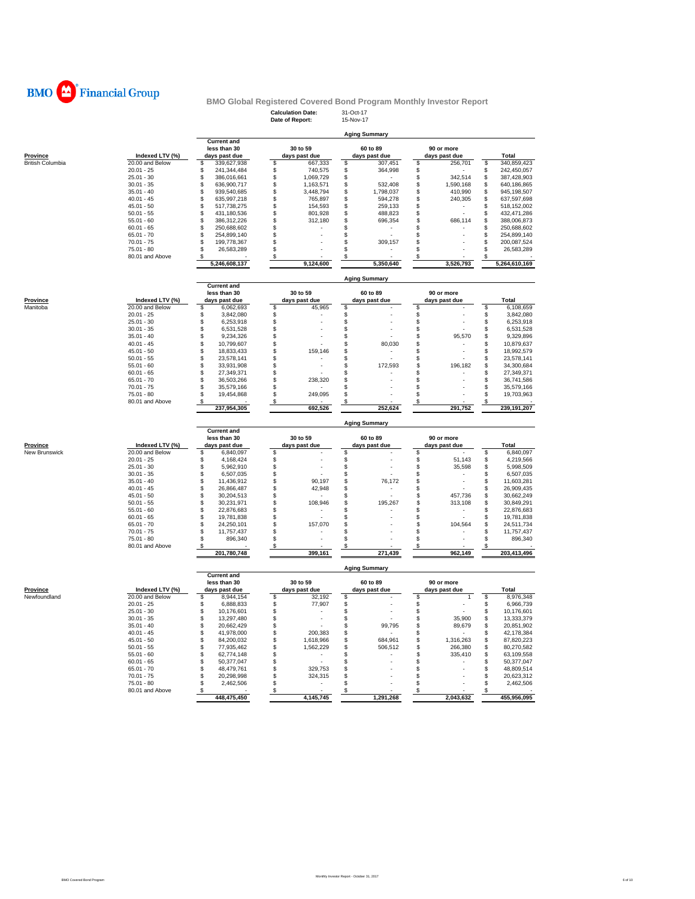BMO Financial Group

## BMO Global Registered Covered Bond Program Monthly Investor Report

**Calculation Date:** 31-Oct-17
**Date of Report:** 15-Nov-17

### Aging Summary

| Province | Indexed LTV (%) | Current and less than 30 days past due | 30 to 59 days past due | 60 to 89 days past due | 90 or more days past due | Total |
|---|---|---|---|---|---|---|
| British Columbia | 20.00 and Below | $ 339,627,938 | $ 667,333 | $ 307,451 | $ 256,701 | $ 340,859,423 |
| | 20.01 - 25 | $ 241,344,484 | $ 740,575 | $ 364,998 | $ - | $ 242,450,057 |
| | 25.01 - 30 | $ 386,016,661 | $ 1,069,729 | $ - | $ 342,514 | $ 387,428,903 |
| | 30.01 - 35 | $ 636,900,717 | $ 1,163,571 | $ 532,408 | $ 1,590,168 | $ 640,186,865 |
| | 35.01 - 40 | $ 939,540,685 | $ 3,448,794 | $ 1,798,037 | $ 410,990 | $ 945,198,507 |
| | 40.01 - 45 | $ 635,997,218 | $ 765,897 | $ 594,278 | $ 240,305 | $ 637,597,698 |
| | 45.01 - 50 | $ 517,738,275 | $ 154,593 | $ 259,133 | $ - | $ 518,152,002 |
| | 50.01 - 55 | $ 431,180,536 | $ 801,928 | $ 488,823 | $ - | $ 432,471,286 |
| | 55.01 - 60 | $ 386,312,226 | $ 312,180 | $ 696,354 | $ 686,114 | $ 388,006,873 |
| | 60.01 - 65 | $ 250,688,602 | $ - | $ - | $ - | $ 250,688,602 |
| | 65.01 - 70 | $ 254,899,140 | $ - | $ - | $ - | $ 254,899,140 |
| | 70.01 - 75 | $ 199,778,367 | $ - | $ 309,157 | $ - | $ 200,087,524 |
| | 75.01 - 80 | $ 26,583,289 | $ - | $ - | $ - | $ 26,583,289 |
| | 80.01 and Above | $ - | $ - | $ - | $ - | $ - |
| | | 5,246,608,137 | 9,124,600 | 5,350,640 | 3,526,793 | 5,264,610,169 |

### Aging Summary

| Province | Indexed LTV (%) | Current and less than 30 days past due | 30 to 59 days past due | 60 to 89 days past due | 90 or more days past due | Total |
|---|---|---|---|---|---|---|
| Manitoba | 20.00 and Below | $ 6,062,693 | $ 45,965 | $ - | $ - | $ 6,108,659 |
| | 20.01 - 25 | $ 3,842,080 | $ - | $ - | $ - | $ 3,842,080 |
| | 25.01 - 30 | $ 6,253,918 | $ - | $ - | $ - | $ 6,253,918 |
| | 30.01 - 35 | $ 6,531,528 | $ - | $ - | $ - | $ 6,531,528 |
| | 35.01 - 40 | $ 9,234,326 | $ - | $ - | $ 95,570 | $ 9,329,896 |
| | 40.01 - 45 | $ 10,799,607 | $ - | $ 80,030 | $ - | $ 10,879,637 |
| | 45.01 - 50 | $ 18,833,433 | $ 159,146 | $ - | $ - | $ 18,992,579 |
| | 50.01 - 55 | $ 23,578,141 | $ - | $ - | $ - | $ 23,578,141 |
| | 55.01 - 60 | $ 33,931,908 | $ - | $ 172,593 | $ 196,182 | $ 34,300,684 |
| | 60.01 - 65 | $ 27,349,371 | $ - | $ - | $ - | $ 27,349,371 |
| | 65.01 - 70 | $ 36,503,266 | $ 238,320 | $ - | $ - | $ 36,741,586 |
| | 70.01 - 75 | $ 35,579,166 | $ - | $ - | $ - | $ 35,579,166 |
| | 75.01 - 80 | $ 19,454,868 | $ 249,095 | $ - | $ - | $ 19,703,963 |
| | 80.01 and Above | $ - | $ - | $ - | $ - | $ - |
| | | 237,954,305 | 692,526 | 252,624 | 291,752 | 239,191,207 |

### Aging Summary

| Province | Indexed LTV (%) | Current and less than 30 days past due | 30 to 59 days past due | 60 to 89 days past due | 90 or more days past due | Total |
|---|---|---|---|---|---|---|
| New Brunswick | 20.00 and Below | $ 6,840,097 | $ - | $ - | $ - | $ 6,840,097 |
| | 20.01 - 25 | $ 4,168,424 | $ - | $ - | $ 51,143 | $ 4,219,566 |
| | 25.01 - 30 | $ 5,962,910 | $ - | $ - | $ 35,598 | $ 5,998,509 |
| | 30.01 - 35 | $ 6,507,035 | $ - | $ - | $ - | $ 6,507,035 |
| | 35.01 - 40 | $ 11,436,912 | $ 90,197 | $ 76,172 | $ - | $ 11,603,281 |
| | 40.01 - 45 | $ 26,866,487 | $ 42,948 | $ - | $ - | $ 26,909,435 |
| | 45.01 - 50 | $ 30,204,513 | $ - | $ - | $ 457,736 | $ 30,662,249 |
| | 50.01 - 55 | $ 30,231,971 | $ 108,946 | $ 195,267 | $ 313,108 | $ 30,849,291 |
| | 55.01 - 60 | $ 22,876,683 | $ - | $ - | $ - | $ 22,876,683 |
| | 60.01 - 65 | $ 19,781,838 | $ - | $ - | $ - | $ 19,781,838 |
| | 65.01 - 70 | $ 24,250,101 | $ 157,070 | $ - | $ 104,564 | $ 24,511,734 |
| | 70.01 - 75 | $ 11,757,437 | $ - | $ - | $ - | $ 11,757,437 |
| | 75.01 - 80 | $ 896,340 | $ - | $ - | $ - | $ 896,340 |
| | 80.01 and Above | $ - | $ - | $ - | $ - | $ - |
| | | 201,780,748 | 399,161 | 271,439 | 962,149 | 203,413,496 |

### Aging Summary

| Province | Indexed LTV (%) | Current and less than 30 days past due | 30 to 59 days past due | 60 to 89 days past due | 90 or more days past due | Total |
|---|---|---|---|---|---|---|
| Newfoundland | 20.00 and Below | $ 8,944,154 | $ 32,192 | $ - | $ 1 | $ 8,976,348 |
| | 20.01 - 25 | $ 6,888,833 | $ 77,907 | $ - | $ - | $ 6,966,739 |
| | 25.01 - 30 | $ 10,176,601 | $ - | $ - | $ - | $ 10,176,601 |
| | 30.01 - 35 | $ 13,297,480 | $ - | $ - | $ 35,900 | $ 13,333,379 |
| | 35.01 - 40 | $ 20,662,429 | $ - | $ 99,795 | $ 89,679 | $ 20,851,902 |
| | 40.01 - 45 | $ 41,978,000 | $ 200,383 | $ - | $ - | $ 42,178,384 |
| | 45.01 - 50 | $ 84,200,032 | $ 1,618,966 | $ 684,961 | $ 1,316,263 | $ 87,820,223 |
| | 50.01 - 55 | $ 77,935,462 | $ 1,562,229 | $ 506,512 | $ 266,380 | $ 80,270,582 |
| | 55.01 - 60 | $ 62,774,148 | $ - | $ - | $ 335,410 | $ 63,109,558 |
| | 60.01 - 65 | $ 50,377,047 | $ - | $ - | $ - | $ 50,377,047 |
| | 65.01 - 70 | $ 48,479,761 | $ 329,753 | $ - | $ - | $ 48,809,514 |
| | 70.01 - 75 | $ 20,298,998 | $ 324,315 | $ - | $ - | $ 20,623,312 |
| | 75.01 - 80 | $ 2,462,506 | $ - | $ - | $ - | $ 2,462,506 |
| | 80.01 and Above | $ - | $ - | $ - | $ - | $ - |
| | | 448,475,450 | 4,145,745 | 1,291,268 | 2,043,632 | 455,956,095 |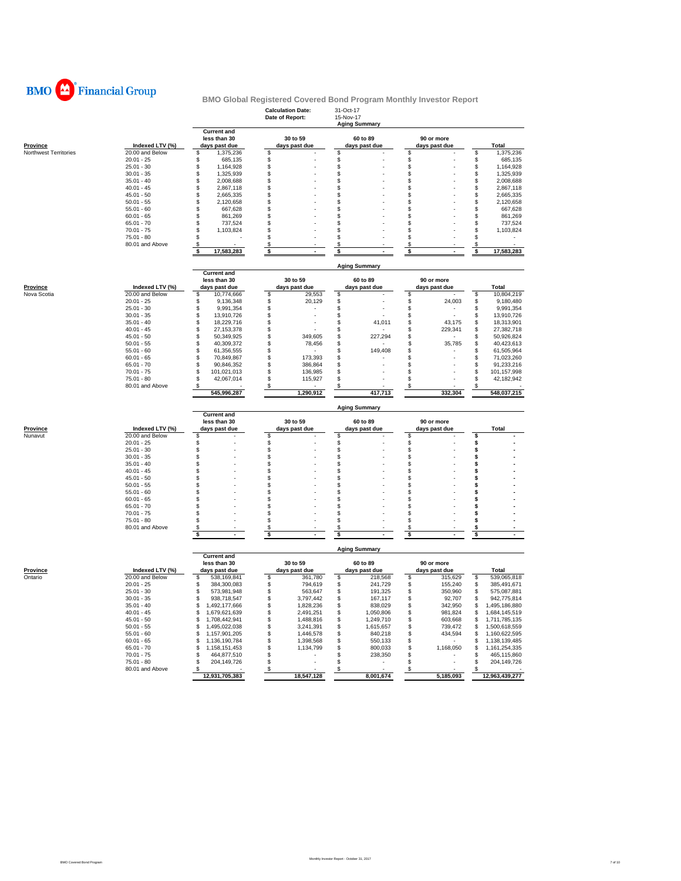BMO Financial Group

# BMO Global Registered Covered Bond Program Monthly Investor Report

**Calculation Date:** 31-Oct-17
**Date of Report:** 15-Nov-17

## Aging Summary

| Province | Indexed LTV (%) | Current and less than 30 days past due | 30 to 59 days past due | 60 to 89 days past due | 90 or more days past due | Total |
|---|---|---|---|---|---|---|
| Northwest Territories | 20.00 and Below | $ 1,375,236 | $ - | $ - | $ - | $ 1,375,236 |
| | 20.01 - 25 | $ 685,135 | $ - | $ - | $ - | $ 685,135 |
| | 25.01 - 30 | $ 1,164,928 | $ - | $ - | $ - | $ 1,164,928 |
| | 30.01 - 35 | $ 1,325,939 | $ - | $ - | $ - | $ 1,325,939 |
| | 35.01 - 40 | $ 2,008,688 | $ - | $ - | $ - | $ 2,008,688 |
| | 40.01 - 45 | $ 2,867,118 | $ - | $ - | $ - | $ 2,867,118 |
| | 45.01 - 50 | $ 2,665,335 | $ - | $ - | $ - | $ 2,665,335 |
| | 50.01 - 55 | $ 2,120,658 | $ - | $ - | $ - | $ 2,120,658 |
| | 55.01 - 60 | $ 667,628 | $ - | $ - | $ - | $ 667,628 |
| | 60.01 - 65 | $ 861,269 | $ - | $ - | $ - | $ 861,269 |
| | 65.01 - 70 | $ 737,524 | $ - | $ - | $ - | $ 737,524 |
| | 70.01 - 75 | $ 1,103,824 | $ - | $ - | $ - | $ 1,103,824 |
| | 75.01 - 80 | $ - | $ - | $ - | $ - | $ - |
| | 80.01 and Above | $ - | $ - | $ - | $ - | $ - |
| | | $ 17,583,283 | $ - | $ - | $ - | $ 17,583,283 |

## Aging Summary

| Province | Indexed LTV (%) | Current and less than 30 days past due | 30 to 59 days past due | 60 to 89 days past due | 90 or more days past due | Total |
|---|---|---|---|---|---|---|
| Nova Scotia | 20.00 and Below | $ 10,774,666 | $ 29,553 | $ - | $ - | $ 10,804,219 |
| | 20.01 - 25 | $ 9,136,348 | $ 20,129 | $ - | $ 24,003 | $ 9,180,480 |
| | 25.01 - 30 | $ 9,991,354 | $ - | $ - | $ - | $ 9,991,354 |
| | 30.01 - 35 | $ 13,910,726 | $ - | $ - | $ - | $ 13,910,726 |
| | 35.01 - 40 | $ 18,229,716 | $ - | $ 41,011 | $ 43,175 | $ 18,313,901 |
| | 40.01 - 45 | $ 27,153,378 | $ - | $ - | $ 229,341 | $ 27,382,718 |
| | 45.01 - 50 | $ 50,349,925 | $ 349,605 | $ 227,294 | $ - | $ 50,926,824 |
| | 50.01 - 55 | $ 40,309,372 | $ 78,456 | $ - | $ 35,785 | $ 40,423,613 |
| | 55.01 - 60 | $ 61,356,555 | $ - | $ 149,408 | $ - | $ 61,505,964 |
| | 60.01 - 65 | $ 70,849,867 | $ 173,393 | $ - | $ - | $ 71,023,260 |
| | 65.01 - 70 | $ 90,846,352 | $ 386,864 | $ - | $ - | $ 91,233,216 |
| | 70.01 - 75 | $ 101,021,013 | $ 136,985 | $ - | $ - | $ 101,157,998 |
| | 75.01 - 80 | $ 42,067,014 | $ 115,927 | $ - | $ - | $ 42,182,942 |
| | 80.01 and Above | $ - | $ - | $ - | $ - | $ - |
| | | 545,996,287 | 1,290,912 | 417,713 | 332,304 | 548,037,215 |

## Aging Summary

| Province | Indexed LTV (%) | Current and less than 30 days past due | 30 to 59 days past due | 60 to 89 days past due | 90 or more days past due | Total |
|---|---|---|---|---|---|---|
| Nunavut | 20.00 and Below | $ - | $ - | $ - | $ - | $ - |
| | 20.01 - 25 | $ - | $ - | $ - | $ - | $ - |
| | 25.01 - 30 | $ - | $ - | $ - | $ - | $ - |
| | 30.01 - 35 | $ - | $ - | $ - | $ - | $ - |
| | 35.01 - 40 | $ - | $ - | $ - | $ - | $ - |
| | 40.01 - 45 | $ - | $ - | $ - | $ - | $ - |
| | 45.01 - 50 | $ - | $ - | $ - | $ - | $ - |
| | 50.01 - 55 | $ - | $ - | $ - | $ - | $ - |
| | 55.01 - 60 | $ - | $ - | $ - | $ - | $ - |
| | 60.01 - 65 | $ - | $ - | $ - | $ - | $ - |
| | 65.01 - 70 | $ - | $ - | $ - | $ - | $ - |
| | 70.01 - 75 | $ - | $ - | $ - | $ - | $ - |
| | 75.01 - 80 | $ - | $ - | $ - | $ - | $ - |
| | 80.01 and Above | $ - | $ - | $ - | $ - | $ - |
| | | $ - | $ - | $ - | $ - | $ - |

## Aging Summary

| Province | Indexed LTV (%) | Current and less than 30 days past due | 30 to 59 days past due | 60 to 89 days past due | 90 or more days past due | Total |
|---|---|---|---|---|---|---|
| Ontario | 20.00 and Below | $ 538,169,841 | $ 361,780 | $ 218,568 | $ 315,629 | $ 539,065,818 |
| | 20.01 - 25 | $ 384,300,083 | $ 794,619 | $ 241,729 | $ 155,240 | $ 385,491,671 |
| | 25.01 - 30 | $ 573,981,948 | $ 563,647 | $ 191,325 | $ 350,960 | $ 575,087,881 |
| | 30.01 - 35 | $ 938,718,547 | $ 3,797,442 | $ 167,117 | $ 92,707 | $ 942,775,814 |
| | 35.01 - 40 | $ 1,492,177,666 | $ 1,828,236 | $ 838,029 | $ 342,950 | $ 1,495,186,880 |
| | 40.01 - 45 | $ 1,679,621,639 | $ 2,491,251 | $ 1,050,806 | $ 981,824 | $ 1,684,145,519 |
| | 45.01 - 50 | $ 1,708,442,941 | $ 1,488,816 | $ 1,249,710 | $ 603,668 | $ 1,711,785,135 |
| | 50.01 - 55 | $ 1,495,022,038 | $ 3,241,391 | $ 1,615,657 | $ 739,472 | $ 1,500,618,559 |
| | 55.01 - 60 | $ 1,157,901,205 | $ 1,446,578 | $ 840,218 | $ 434,594 | $ 1,160,622,595 |
| | 60.01 - 65 | $ 1,136,190,784 | $ 1,398,568 | $ 550,133 | $ - | $ 1,138,139,485 |
| | 65.01 - 70 | $ 1,158,151,453 | $ 1,134,799 | $ 800,033 | $ 1,168,050 | $ 1,161,254,335 |
| | 70.01 - 75 | $ 464,877,510 | $ - | $ 238,350 | $ - | $ 465,115,860 |
| | 75.01 - 80 | $ 204,149,726 | $ - | $ - | $ - | $ 204,149,726 |
| | 80.01 and Above | $ - | $ - | $ - | $ - | $ - |
| | | 12,931,705,383 | 18,547,128 | 8,001,674 | 5,185,093 | 12,963,439,277 |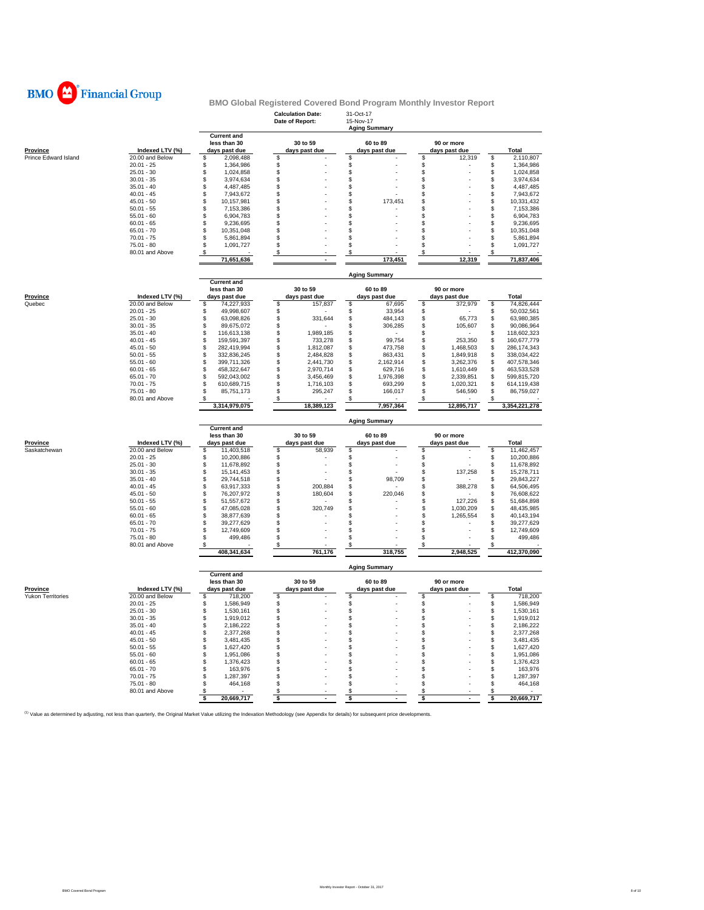BMO Financial Group

# BMO Global Registered Covered Bond Program Monthly Investor Report

**Calculation Date:** 31-Oct-17
**Date of Report:** 15-Nov-17

## Aging Summary

| Province | Indexed LTV (%) | Current and less than 30 days past due | 30 to 59 days past due | 60 to 89 days past due | 90 or more days past due | Total |
|---|---|---|---|---|---|---|
| Prince Edward Island | 20.00 and Below | $ 2,098,488 | $ - | $ - | $ 12,319 | $ 2,110,807 |
| | 20.01 - 25 | $ 1,364,986 | $ - | $ - | $ - | $ 1,364,986 |
| | 25.01 - 30 | $ 1,024,858 | $ - | $ - | $ - | $ 1,024,858 |
| | 30.01 - 35 | $ 3,974,634 | $ - | $ - | $ - | $ 3,974,634 |
| | 35.01 - 40 | $ 4,487,485 | $ - | $ - | $ - | $ 4,487,485 |
| | 40.01 - 45 | $ 7,943,672 | $ - | $ - | $ - | $ 7,943,672 |
| | 45.01 - 50 | $ 10,157,981 | $ - | $ 173,451 | $ - | $ 10,331,432 |
| | 50.01 - 55 | $ 7,153,386 | $ - | $ - | $ - | $ 7,153,386 |
| | 55.01 - 60 | $ 6,904,783 | $ - | $ - | $ - | $ 6,904,783 |
| | 60.01 - 65 | $ 9,236,695 | $ - | $ - | $ - | $ 9,236,695 |
| | 65.01 - 70 | $ 10,351,048 | $ - | $ - | $ - | $ 10,351,048 |
| | 70.01 - 75 | $ 5,861,894 | $ - | $ - | $ - | $ 5,861,894 |
| | 75.01 - 80 | $ 1,091,727 | $ - | $ - | $ - | $ 1,091,727 |
| | 80.01 and Above | $ - | $ - | $ - | $ - | $ - |
| | | 71,651,636 | - | 173,451 | 12,319 | 71,837,406 |

## Aging Summary

| Province | Indexed LTV (%) | Current and less than 30 days past due | 30 to 59 days past due | 60 to 89 days past due | 90 or more days past due | Total |
|---|---|---|---|---|---|---|
| Quebec | 20.00 and Below | $ 74,227,933 | $ 157,837 | $ 67,695 | $ 372,979 | $ 74,826,444 |
| | 20.01 - 25 | $ 49,998,607 | $ - | $ 33,954 | $ - | $ 50,032,561 |
| | 25.01 - 30 | $ 63,098,826 | $ 331,644 | $ 484,143 | $ 65,773 | $ 63,980,385 |
| | 30.01 - 35 | $ 89,675,072 | $ - | $ 306,285 | $ 105,607 | $ 90,086,964 |
| | 35.01 - 40 | $ 116,613,138 | $ 1,989,185 | $ - | $ - | $ 118,602,323 |
| | 40.01 - 45 | $ 159,591,397 | $ 733,278 | $ 99,754 | $ 253,350 | $ 160,677,779 |
| | 45.01 - 50 | $ 282,419,994 | $ 1,812,087 | $ 473,758 | $ 1,468,503 | $ 286,174,343 |
| | 50.01 - 55 | $ 332,836,245 | $ 2,484,828 | $ 863,431 | $ 1,849,918 | $ 338,034,422 |
| | 55.01 - 60 | $ 399,711,326 | $ 2,441,730 | $ 2,162,914 | $ 3,262,376 | $ 407,578,346 |
| | 60.01 - 65 | $ 458,322,647 | $ 2,970,714 | $ 629,716 | $ 1,610,449 | $ 463,533,528 |
| | 65.01 - 70 | $ 592,043,002 | $ 3,456,469 | $ 1,976,398 | $ 2,339,851 | $ 599,815,720 |
| | 70.01 - 75 | $ 610,689,715 | $ 1,716,103 | $ 693,299 | $ 1,020,321 | $ 614,119,438 |
| | 75.01 - 80 | $ 85,751,173 | $ 295,247 | $ 166,017 | $ 546,590 | $ 86,759,027 |
| | 80.01 and Above | $ - | $ - | $ - | $ - | $ - |
| | | 3,314,979,075 | 18,389,123 | 7,957,364 | 12,895,717 | 3,354,221,278 |

## Aging Summary

| Province | Indexed LTV (%) | Current and less than 30 days past due | 30 to 59 days past due | 60 to 89 days past due | 90 or more days past due | Total |
|---|---|---|---|---|---|---|
| Saskatchewan | 20.00 and Below | $ 11,403,518 | $ 58,939 | $ - | $ - | $ 11,462,457 |
| | 20.01 - 25 | $ 10,200,886 | $ - | $ - | $ - | $ 10,200,886 |
| | 25.01 - 30 | $ 11,678,892 | $ - | $ - | $ - | $ 11,678,892 |
| | 30.01 - 35 | $ 15,141,453 | $ - | $ - | $ 137,258 | $ 15,278,711 |
| | 35.01 - 40 | $ 29,744,518 | $ - | $ 98,709 | $ - | $ 29,843,227 |
| | 40.01 - 45 | $ 63,917,333 | $ 200,884 | $ - | $ 388,278 | $ 64,506,495 |
| | 45.01 - 50 | $ 76,207,972 | $ 180,604 | $ 220,046 | $ - | $ 76,608,622 |
| | 50.01 - 55 | $ 51,557,672 | $ - | $ - | $ 127,226 | $ 51,684,898 |
| | 55.01 - 60 | $ 47,085,028 | $ 320,749 | $ - | $ 1,030,209 | $ 48,435,985 |
| | 60.01 - 65 | $ 38,877,639 | $ - | $ - | $ 1,265,554 | $ 40,143,194 |
| | 65.01 - 70 | $ 39,277,629 | $ - | $ - | $ - | $ 39,277,629 |
| | 70.01 - 75 | $ 12,749,609 | $ - | $ - | $ - | $ 12,749,609 |
| | 75.01 - 80 | $ 499,486 | $ - | $ - | $ - | $ 499,486 |
| | 80.01 and Above | $ - | $ - | $ - | $ - | $ - |
| | | 408,341,634 | 761,176 | 318,755 | 2,948,525 | 412,370,090 |

## Aging Summary

| Province | Indexed LTV (%) | Current and less than 30 days past due | 30 to 59 days past due | 60 to 89 days past due | 90 or more days past due | Total |
|---|---|---|---|---|---|---|
| Yukon Territories | 20.00 and Below | $ 718,200 | $ - | $ - | $ - | $ 718,200 |
| | 20.01 - 25 | $ 1,586,949 | $ - | $ - | $ - | $ 1,586,949 |
| | 25.01 - 30 | $ 1,530,161 | $ - | $ - | $ - | $ 1,530,161 |
| | 30.01 - 35 | $ 1,919,012 | $ - | $ - | $ - | $ 1,919,012 |
| | 35.01 - 40 | $ 2,186,222 | $ - | $ - | $ - | $ 2,186,222 |
| | 40.01 - 45 | $ 2,377,268 | $ - | $ - | $ - | $ 2,377,268 |
| | 45.01 - 50 | $ 3,481,435 | $ - | $ - | $ - | $ 3,481,435 |
| | 50.01 - 55 | $ 1,627,420 | $ - | $ - | $ - | $ 1,627,420 |
| | 55.01 - 60 | $ 1,951,086 | $ - | $ - | $ - | $ 1,951,086 |
| | 60.01 - 65 | $ 1,376,423 | $ - | $ - | $ - | $ 1,376,423 |
| | 65.01 - 70 | $ 163,976 | $ - | $ - | $ - | $ 163,976 |
| | 70.01 - 75 | $ 1,287,397 | $ - | $ - | $ - | $ 1,287,397 |
| | 75.01 - 80 | $ 464,168 | $ - | $ - | $ - | $ 464,168 |
| | 80.01 and Above | $ - | $ - | $ - | $ - | $ - |
| | | $ 20,669,717 | $ - | $ - | $ - | $ 20,669,717 |

[1] Value as determined by adjusting, not less than quarterly, the Original Market Value utilizing the Indexation Methodology (see Appendix for details) for subsequent price developments.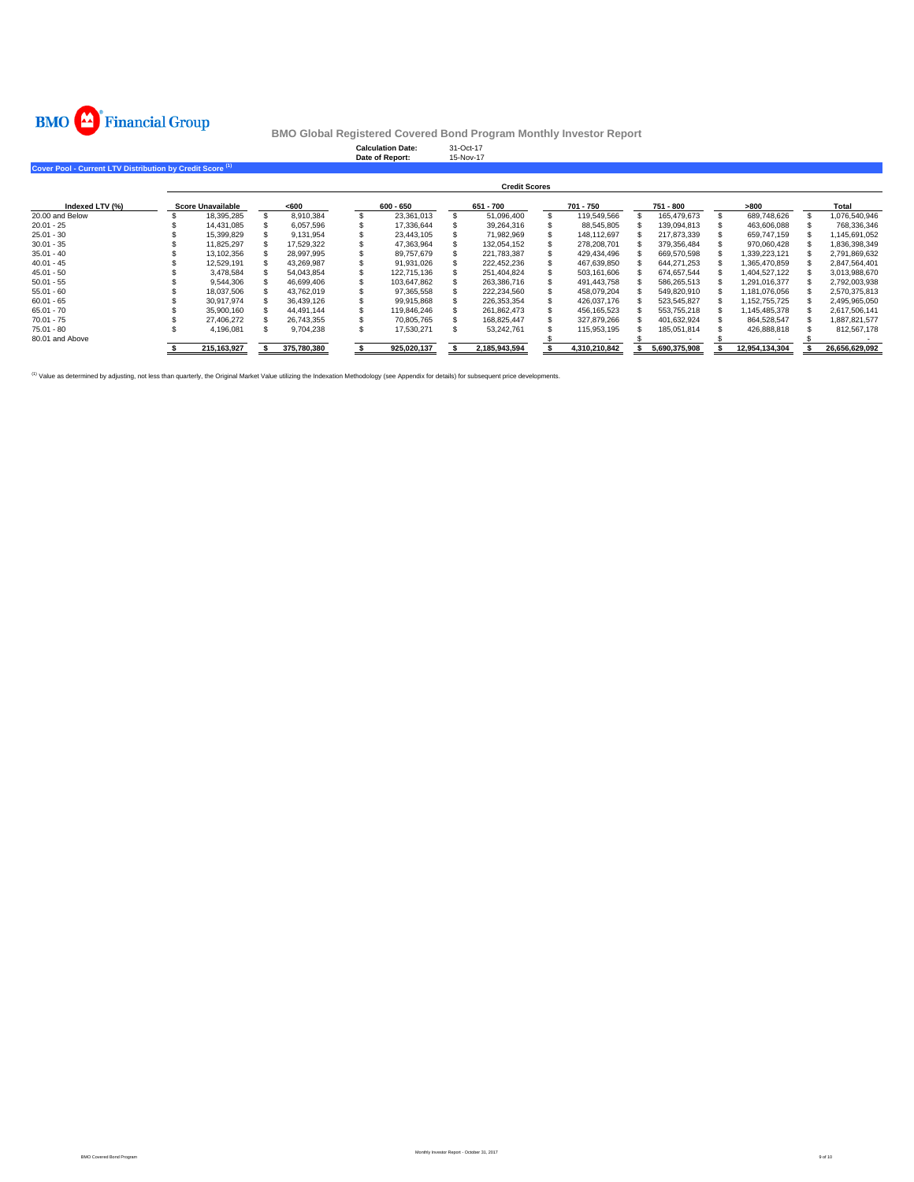**BMO Financial Group**

## BMO Global Registered Covered Bond Program Monthly Investor Report

**Calculation Date:** 31-Oct-17
**Date of Report:** 15-Nov-17

### Cover Pool - Current LTV Distribution by Credit Score [1]

| | Credit Scores | | | | | | | |
|---|---|---|---|---|---|---|---|---|
| Indexed LTV (%) | Score Unavailable | <600 | 600 - 650 | 651 - 700 | 701 - 750 | 751 - 800 | >800 | Total |
| 20.00 and Below | $ 18,395,285 | $ 8,910,384 | $ 23,361,013 | $ 51,096,400 | $ 119,549,566 | $ 165,479,673 | $ 689,748,626 | $ 1,076,540,946 |
| 20.01 - 25 | $ 14,431,085 | $ 6,057,596 | $ 17,336,644 | $ 39,264,316 | $ 88,545,805 | $ 139,094,813 | $ 463,606,088 | $ 768,336,346 |
| 25.01 - 30 | $ 15,399,829 | $ 9,131,954 | $ 23,443,105 | $ 71,982,969 | $ 148,112,697 | $ 217,873,339 | $ 659,747,159 | $ 1,145,691,052 |
| 30.01 - 35 | $ 11,825,297 | $ 17,529,322 | $ 47,363,964 | $ 132,054,152 | $ 278,208,701 | $ 379,356,484 | $ 970,060,428 | $ 1,836,398,349 |
| 35.01 - 40 | $ 13,102,356 | $ 28,997,995 | $ 89,757,679 | $ 221,783,387 | $ 429,434,496 | $ 669,570,598 | $ 1,339,223,121 | $ 2,791,869,632 |
| 40.01 - 45 | $ 12,529,191 | $ 43,269,987 | $ 91,931,026 | $ 222,452,236 | $ 467,639,850 | $ 644,271,253 | $ 1,365,470,859 | $ 2,847,564,401 |
| 45.01 - 50 | $ 3,478,584 | $ 54,043,854 | $ 122,715,136 | $ 251,404,824 | $ 503,161,606 | $ 674,657,544 | $ 1,404,527,122 | $ 3,013,988,670 |
| 50.01 - 55 | $ 9,544,306 | $ 46,699,406 | $ 103,647,862 | $ 263,386,716 | $ 491,443,758 | $ 586,265,513 | $ 1,291,016,377 | $ 2,792,003,938 |
| 55.01 - 60 | $ 18,037,506 | $ 43,762,019 | $ 97,365,558 | $ 222,234,560 | $ 458,079,204 | $ 549,820,910 | $ 1,181,076,056 | $ 2,570,375,813 |
| 60.01 - 65 | $ 30,917,974 | $ 36,439,126 | $ 99,915,868 | $ 226,353,354 | $ 426,037,176 | $ 523,545,827 | $ 1,152,755,725 | $ 2,495,965,050 |
| 65.01 - 70 | $ 35,900,160 | $ 44,491,144 | $ 119,846,246 | $ 261,862,473 | $ 456,165,523 | $ 553,755,218 | $ 1,145,485,378 | $ 2,617,506,141 |
| 70.01 - 75 | $ 27,406,272 | $ 26,743,355 | $ 70,805,765 | $ 168,825,447 | $ 327,879,266 | $ 401,632,924 | $ 864,528,547 | $ 1,887,821,577 |
| 75.01 - 80 | $ 4,196,081 | $ 9,704,238 | $ 17,530,271 | $ 53,242,761 | $ 115,953,195 | $ 185,051,814 | $ 426,888,818 | $ 812,567,178 |
| 80.01 and Above | | | | | $ - | $ - | $ - | $ - |
| | $ 215,163,927 | $ 375,780,380 | $ 925,020,137 | $ 2,185,943,594 | $ 4,310,210,842 | $ 5,690,375,908 | $ 12,954,134,304 | $ 26,656,629,092 |

[1] Value as determined by adjusting, not less than quarterly, the Original Market Value utilizing the Indexation Methodology (see Appendix for details) for subsequent price developments.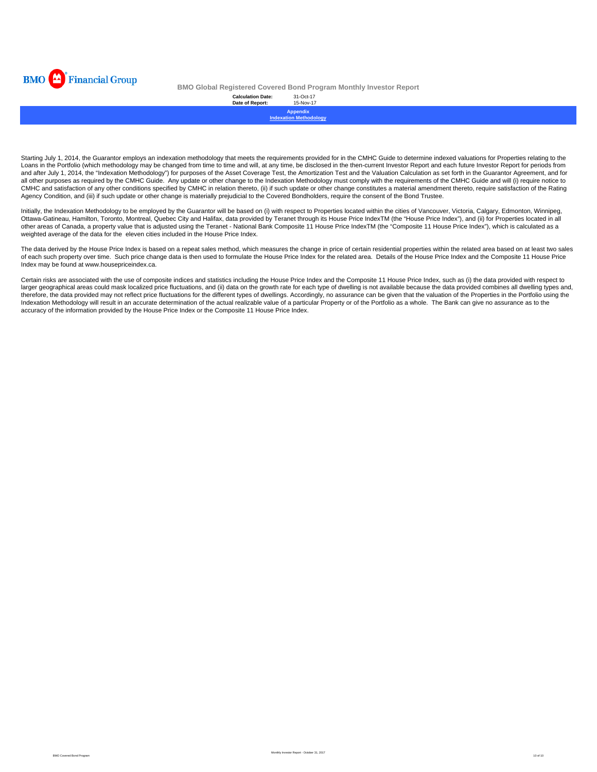BMO Financial Group

**BMO Global Registered Covered Bond Program Monthly Investor Report**

**Calculation Date:** 31-Oct-17
**Date of Report:** 15-Nov-17

## Appendix
## Indexation Methodology

Starting July 1, 2014, the Guarantor employs an indexation methodology that meets the requirements provided for in the CMHC Guide to determine indexed valuations for Properties relating to the Loans in the Portfolio (which methodology may be changed from time to time and will, at any time, be disclosed in the then-current Investor Report and each future Investor Report for periods from and after July 1, 2014, the "Indexation Methodology") for purposes of the Asset Coverage Test, the Amortization Test and the Valuation Calculation as set forth in the Guarantor Agreement, and for all other purposes as required by the CMHC Guide. Any update or other change to the Indexation Methodology must comply with the requirements of the CMHC Guide and will (i) require notice to CMHC and satisfaction of any other conditions specified by CMHC in relation thereto, (ii) if such update or other change constitutes a material amendment thereto, require satisfaction of the Rating Agency Condition, and (iii) if such update or other change is materially prejudicial to the Covered Bondholders, require the consent of the Bond Trustee.

Initially, the Indexation Methodology to be employed by the Guarantor will be based on (i) with respect to Properties located within the cities of Vancouver, Victoria, Calgary, Edmonton, Winnipeg, Ottawa-Gatineau, Hamilton, Toronto, Montreal, Quebec City and Halifax, data provided by Teranet through its House Price IndexTM (the "House Price Index"), and (ii) for Properties located in all other areas of Canada, a property value that is adjusted using the Teranet - National Bank Composite 11 House Price IndexTM (the "Composite 11 House Price Index"), which is calculated as a weighted average of the data for the eleven cities included in the House Price Index.

The data derived by the House Price Index is based on a repeat sales method, which measures the change in price of certain residential properties within the related area based on at least two sales of each such property over time. Such price change data is then used to formulate the House Price Index for the related area. Details of the House Price Index and the Composite 11 House Price Index may be found at www.housepriceindex.ca.

Certain risks are associated with the use of composite indices and statistics including the House Price Index and the Composite 11 House Price Index, such as (i) the data provided with respect to larger geographical areas could mask localized price fluctuations, and (ii) data on the growth rate for each type of dwelling is not available because the data provided combines all dwelling types and, therefore, the data provided may not reflect price fluctuations for the different types of dwellings. Accordingly, no assurance can be given that the valuation of the Properties in the Portfolio using the Indexation Methodology will result in an accurate determination of the actual realizable value of a particular Property or of the Portfolio as a whole. The Bank can give no assurance as to the accuracy of the information provided by the House Price Index or the Composite 11 House Price Index.